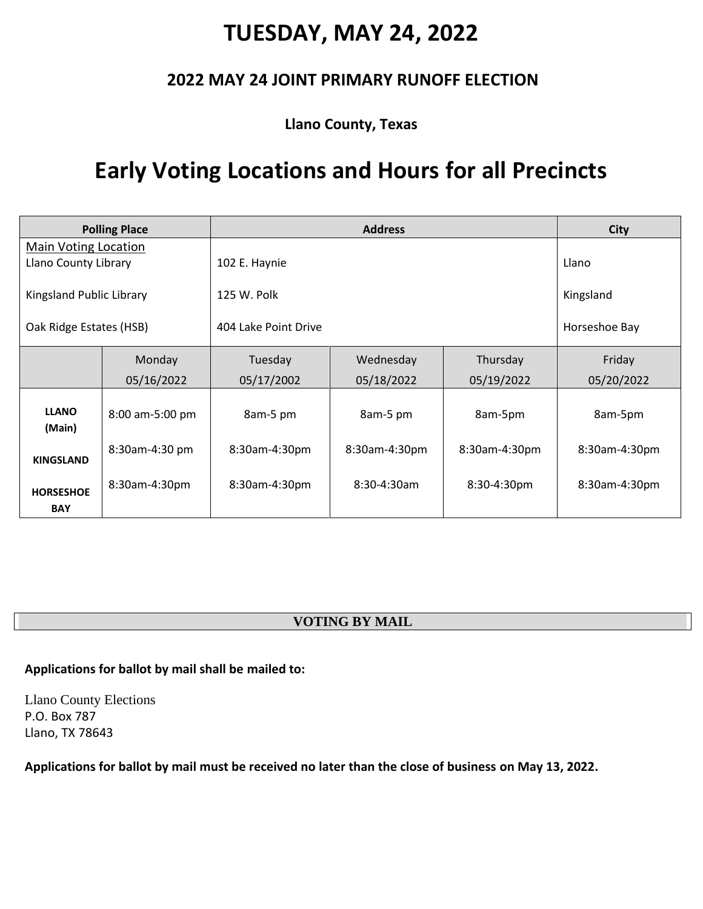# TUESDAY, MAY 24, 2022

## 2022 MAY 24 JOINT PRIMARY RUNOFF ELECTION

**Llano County, Texas**

# Early Voting Locations and Hours for all Precincts

| Polling Place | Address | City |
|---|---|---|
| <u>Main Voting Location</u><br>Llano County Library | 102 E. Haynie | Llano |
| Kingsland Public Library | 125 W. Polk | Kingsland |
| Oak Ridge Estates (HSB) | 404 Lake Point Drive | Horseshoe Bay |

| | Monday 05/16/2022 | Tuesday 05/17/2002 | Wednesday 05/18/2022 | Thursday 05/19/2022 | Friday 05/20/2022 |
|---|---|---|---|---|---|
| **LLANO (Main)** | 8:00 am-5:00 pm | 8am-5 pm | 8am-5 pm | 8am-5pm | 8am-5pm |
| **KINGSLAND** | 8:30am-4:30 pm | 8:30am-4:30pm | 8:30am-4:30pm | 8:30am-4:30pm | 8:30am-4:30pm |
| **HORSESHOE BAY** | 8:30am-4:30pm | 8:30am-4:30pm | 8:30-4:30am | 8:30-4:30pm | 8:30am-4:30pm |

**VOTING BY MAIL**

**Applications for ballot by mail shall be mailed to:**

Llano County Elections
P.O. Box 787
Llano, TX 78643

**Applications for ballot by mail must be received no later than the close of business on May 13, 2022.**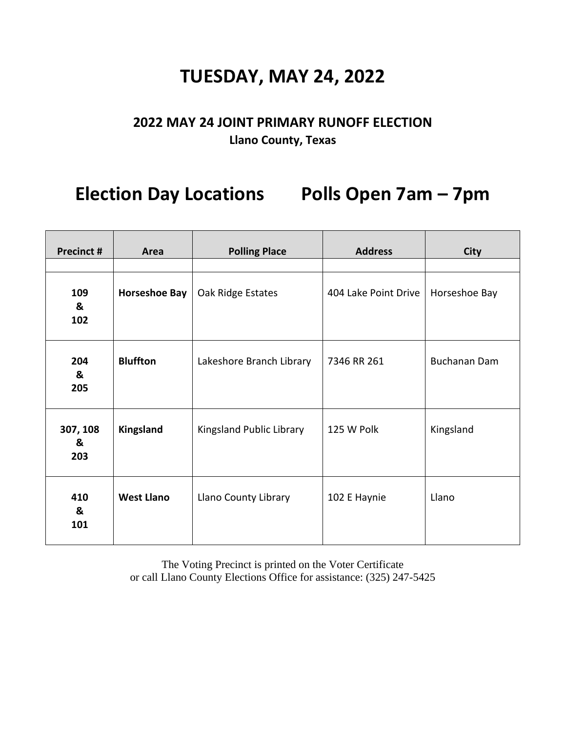# TUESDAY, MAY 24, 2022

## 2022 MAY 24 JOINT PRIMARY RUNOFF ELECTION

**Llano County, Texas**

## Election Day Locations     Polls Open 7am – 7pm

| Precinct # | Area | Polling Place | Address | City |
|---|---|---|---|---|
| | | | | |
| **109 & 102** | **Horseshoe Bay** | Oak Ridge Estates | 404 Lake Point Drive | Horseshoe Bay |
| **204 & 205** | **Bluffton** | Lakeshore Branch Library | 7346 RR 261 | Buchanan Dam |
| **307, 108 & 203** | **Kingsland** | Kingsland Public Library | 125 W Polk | Kingsland |
| **410 & 101** | **West Llano** | Llano County Library | 102 E Haynie | Llano |

The Voting Precinct is printed on the Voter Certificate
or call Llano County Elections Office for assistance: (325) 247-5425